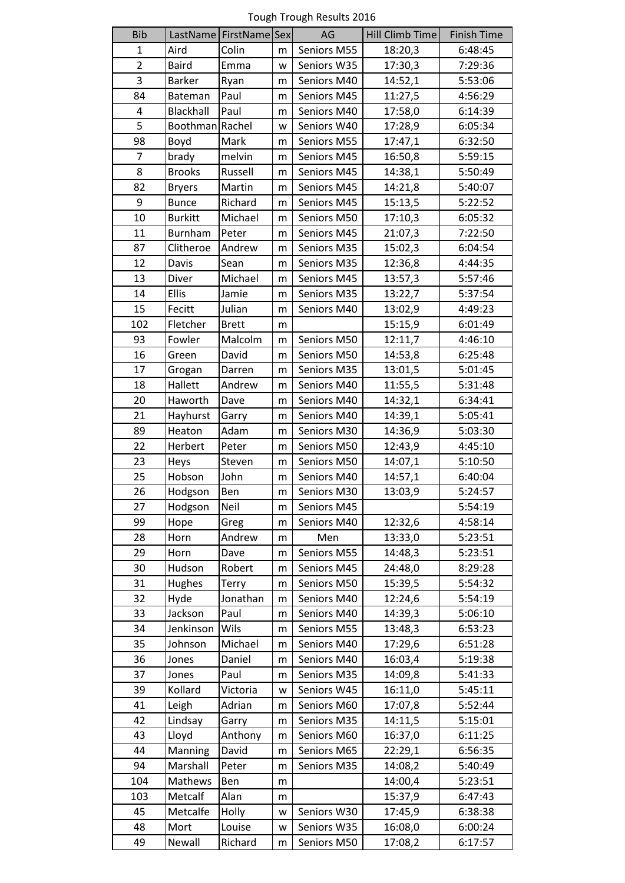# Tough Trough Results 2016

| Bib | LastName | FirstName | Sex | AG | Hill Climb Time | Finish Time |
|---|---|---|---|---|---|---|
| 1 | Aird | Colin | m | Seniors M55 | 18:20,3 | 6:48:45 |
| 2 | Baird | Emma | w | Seniors W35 | 17:30,3 | 7:29:36 |
| 3 | Barker | Ryan | m | Seniors M40 | 14:52,1 | 5:53:06 |
| 84 | Bateman | Paul | m | Seniors M45 | 11:27,5 | 4:56:29 |
| 4 | Blackhall | Paul | m | Seniors M40 | 17:58,0 | 6:14:39 |
| 5 | Boothman | Rachel | w | Seniors W40 | 17:28,9 | 6:05:34 |
| 98 | Boyd | Mark | m | Seniors M55 | 17:47,1 | 6:32:50 |
| 7 | brady | melvin | m | Seniors M45 | 16:50,8 | 5:59:15 |
| 8 | Brooks | Russell | m | Seniors M45 | 14:38,1 | 5:50:49 |
| 82 | Bryers | Martin | m | Seniors M45 | 14:21,8 | 5:40:07 |
| 9 | Bunce | Richard | m | Seniors M45 | 15:13,5 | 5:22:52 |
| 10 | Burkitt | Michael | m | Seniors M50 | 17:10,3 | 6:05:32 |
| 11 | Burnham | Peter | m | Seniors M45 | 21:07,3 | 7:22:50 |
| 87 | Clitheroe | Andrew | m | Seniors M35 | 15:02,3 | 6:04:54 |
| 12 | Davis | Sean | m | Seniors M35 | 12:36,8 | 4:44:35 |
| 13 | Diver | Michael | m | Seniors M45 | 13:57,3 | 5:57:46 |
| 14 | Ellis | Jamie | m | Seniors M35 | 13:22,7 | 5:37:54 |
| 15 | Fecitt | Julian | m | Seniors M40 | 13:02,9 | 4:49:23 |
| 102 | Fletcher | Brett | m | | 15:15,9 | 6:01:49 |
| 93 | Fowler | Malcolm | m | Seniors M50 | 12:11,7 | 4:46:10 |
| 16 | Green | David | m | Seniors M50 | 14:53,8 | 6:25:48 |
| 17 | Grogan | Darren | m | Seniors M35 | 13:01,5 | 5:01:45 |
| 18 | Hallett | Andrew | m | Seniors M40 | 11:55,5 | 5:31:48 |
| 20 | Haworth | Dave | m | Seniors M40 | 14:32,1 | 6:34:41 |
| 21 | Hayhurst | Garry | m | Seniors M40 | 14:39,1 | 5:05:41 |
| 89 | Heaton | Adam | m | Seniors M30 | 14:36,9 | 5:03:30 |
| 22 | Herbert | Peter | m | Seniors M50 | 12:43,9 | 4:45:10 |
| 23 | Heys | Steven | m | Seniors M50 | 14:07,1 | 5:10:50 |
| 25 | Hobson | John | m | Seniors M40 | 14:57,1 | 6:40:04 |
| 26 | Hodgson | Ben | m | Seniors M30 | 13:03,9 | 5:24:57 |
| 27 | Hodgson | Neil | m | Seniors M45 | | 5:54:19 |
| 99 | Hope | Greg | m | Seniors M40 | 12:32,6 | 4:58:14 |
| 28 | Horn | Andrew | m | Men | 13:33,0 | 5:23:51 |
| 29 | Horn | Dave | m | Seniors M55 | 14:48,3 | 5:23:51 |
| 30 | Hudson | Robert | m | Seniors M45 | 24:48,0 | 8:29:28 |
| 31 | Hughes | Terry | m | Seniors M50 | 15:39,5 | 5:54:32 |
| 32 | Hyde | Jonathan | m | Seniors M40 | 12:24,6 | 5:54:19 |
| 33 | Jackson | Paul | m | Seniors M40 | 14:39,3 | 5:06:10 |
| 34 | Jenkinson | Wils | m | Seniors M55 | 13:48,3 | 6:53:23 |
| 35 | Johnson | Michael | m | Seniors M40 | 17:29,6 | 6:51:28 |
| 36 | Jones | Daniel | m | Seniors M40 | 16:03,4 | 5:19:38 |
| 37 | Jones | Paul | m | Seniors M35 | 14:09,8 | 5:41:33 |
| 39 | Kollard | Victoria | w | Seniors W45 | 16:11,0 | 5:45:11 |
| 41 | Leigh | Adrian | m | Seniors M60 | 17:07,8 | 5:52:44 |
| 42 | Lindsay | Garry | m | Seniors M35 | 14:11,5 | 5:15:01 |
| 43 | Lloyd | Anthony | m | Seniors M60 | 16:37,0 | 6:11:25 |
| 44 | Manning | David | m | Seniors M65 | 22:29,1 | 6:56:35 |
| 94 | Marshall | Peter | m | Seniors M35 | 14:08,2 | 5:40:49 |
| 104 | Mathews | Ben | m | | 14:00,4 | 5:23:51 |
| 103 | Metcalf | Alan | m | | 15:37,9 | 6:47:43 |
| 45 | Metcalfe | Holly | w | Seniors W30 | 17:45,9 | 6:38:38 |
| 48 | Mort | Louise | w | Seniors W35 | 16:08,0 | 6:00:24 |
| 49 | Newall | Richard | m | Seniors M50 | 17:08,2 | 6:17:57 |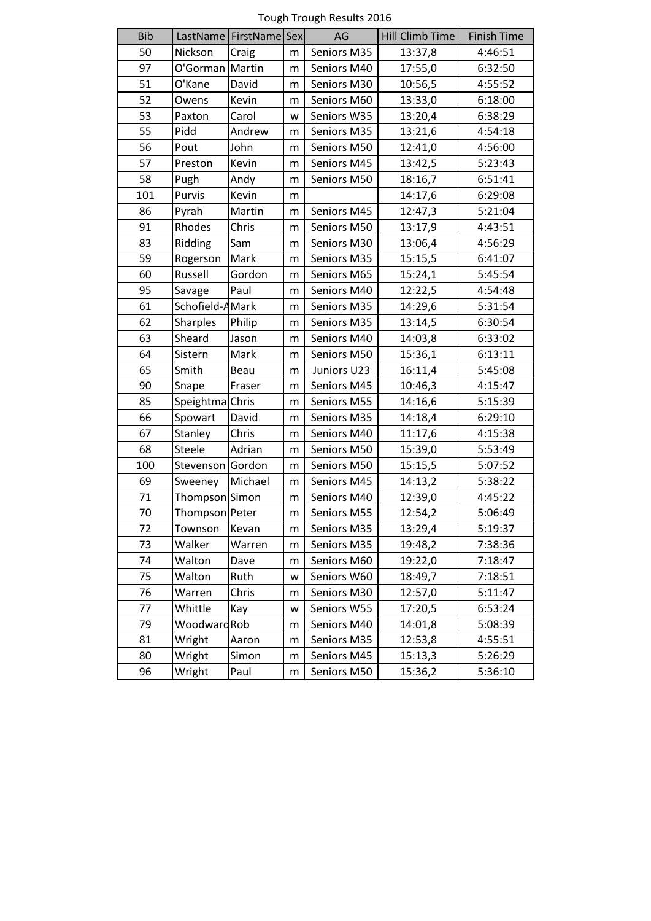Tough Trough Results 2016

| Bib | LastName | FirstName | Sex | AG | Hill Climb Time | Finish Time |
|---|---|---|---|---|---|---|
| 50 | Nickson | Craig | m | Seniors M35 | 13:37,8 | 4:46:51 |
| 97 | O'Gorman | Martin | m | Seniors M40 | 17:55,0 | 6:32:50 |
| 51 | O'Kane | David | m | Seniors M30 | 10:56,5 | 4:55:52 |
| 52 | Owens | Kevin | m | Seniors M60 | 13:33,0 | 6:18:00 |
| 53 | Paxton | Carol | w | Seniors W35 | 13:20,4 | 6:38:29 |
| 55 | Pidd | Andrew | m | Seniors M35 | 13:21,6 | 4:54:18 |
| 56 | Pout | John | m | Seniors M50 | 12:41,0 | 4:56:00 |
| 57 | Preston | Kevin | m | Seniors M45 | 13:42,5 | 5:23:43 |
| 58 | Pugh | Andy | m | Seniors M50 | 18:16,7 | 6:51:41 |
| 101 | Purvis | Kevin | m | | 14:17,6 | 6:29:08 |
| 86 | Pyrah | Martin | m | Seniors M45 | 12:47,3 | 5:21:04 |
| 91 | Rhodes | Chris | m | Seniors M50 | 13:17,9 | 4:43:51 |
| 83 | Ridding | Sam | m | Seniors M30 | 13:06,4 | 4:56:29 |
| 59 | Rogerson | Mark | m | Seniors M35 | 15:15,5 | 6:41:07 |
| 60 | Russell | Gordon | m | Seniors M65 | 15:24,1 | 5:45:54 |
| 95 | Savage | Paul | m | Seniors M40 | 12:22,5 | 4:54:48 |
| 61 | Schofield-A | Mark | m | Seniors M35 | 14:29,6 | 5:31:54 |
| 62 | Sharples | Philip | m | Seniors M35 | 13:14,5 | 6:30:54 |
| 63 | Sheard | Jason | m | Seniors M40 | 14:03,8 | 6:33:02 |
| 64 | Sistern | Mark | m | Seniors M50 | 15:36,1 | 6:13:11 |
| 65 | Smith | Beau | m | Juniors U23 | 16:11,4 | 5:45:08 |
| 90 | Snape | Fraser | m | Seniors M45 | 10:46,3 | 4:15:47 |
| 85 | Speightma | Chris | m | Seniors M55 | 14:16,6 | 5:15:39 |
| 66 | Spowart | David | m | Seniors M35 | 14:18,4 | 6:29:10 |
| 67 | Stanley | Chris | m | Seniors M40 | 11:17,6 | 4:15:38 |
| 68 | Steele | Adrian | m | Seniors M50 | 15:39,0 | 5:53:49 |
| 100 | Stevenson | Gordon | m | Seniors M50 | 15:15,5 | 5:07:52 |
| 69 | Sweeney | Michael | m | Seniors M45 | 14:13,2 | 5:38:22 |
| 71 | Thompson | Simon | m | Seniors M40 | 12:39,0 | 4:45:22 |
| 70 | Thompson | Peter | m | Seniors M55 | 12:54,2 | 5:06:49 |
| 72 | Townson | Kevan | m | Seniors M35 | 13:29,4 | 5:19:37 |
| 73 | Walker | Warren | m | Seniors M35 | 19:48,2 | 7:38:36 |
| 74 | Walton | Dave | m | Seniors M60 | 19:22,0 | 7:18:47 |
| 75 | Walton | Ruth | w | Seniors W60 | 18:49,7 | 7:18:51 |
| 76 | Warren | Chris | m | Seniors M30 | 12:57,0 | 5:11:47 |
| 77 | Whittle | Kay | w | Seniors W55 | 17:20,5 | 6:53:24 |
| 79 | Woodward | Rob | m | Seniors M40 | 14:01,8 | 5:08:39 |
| 81 | Wright | Aaron | m | Seniors M35 | 12:53,8 | 4:55:51 |
| 80 | Wright | Simon | m | Seniors M45 | 15:13,3 | 5:26:29 |
| 96 | Wright | Paul | m | Seniors M50 | 15:36,2 | 5:36:10 |